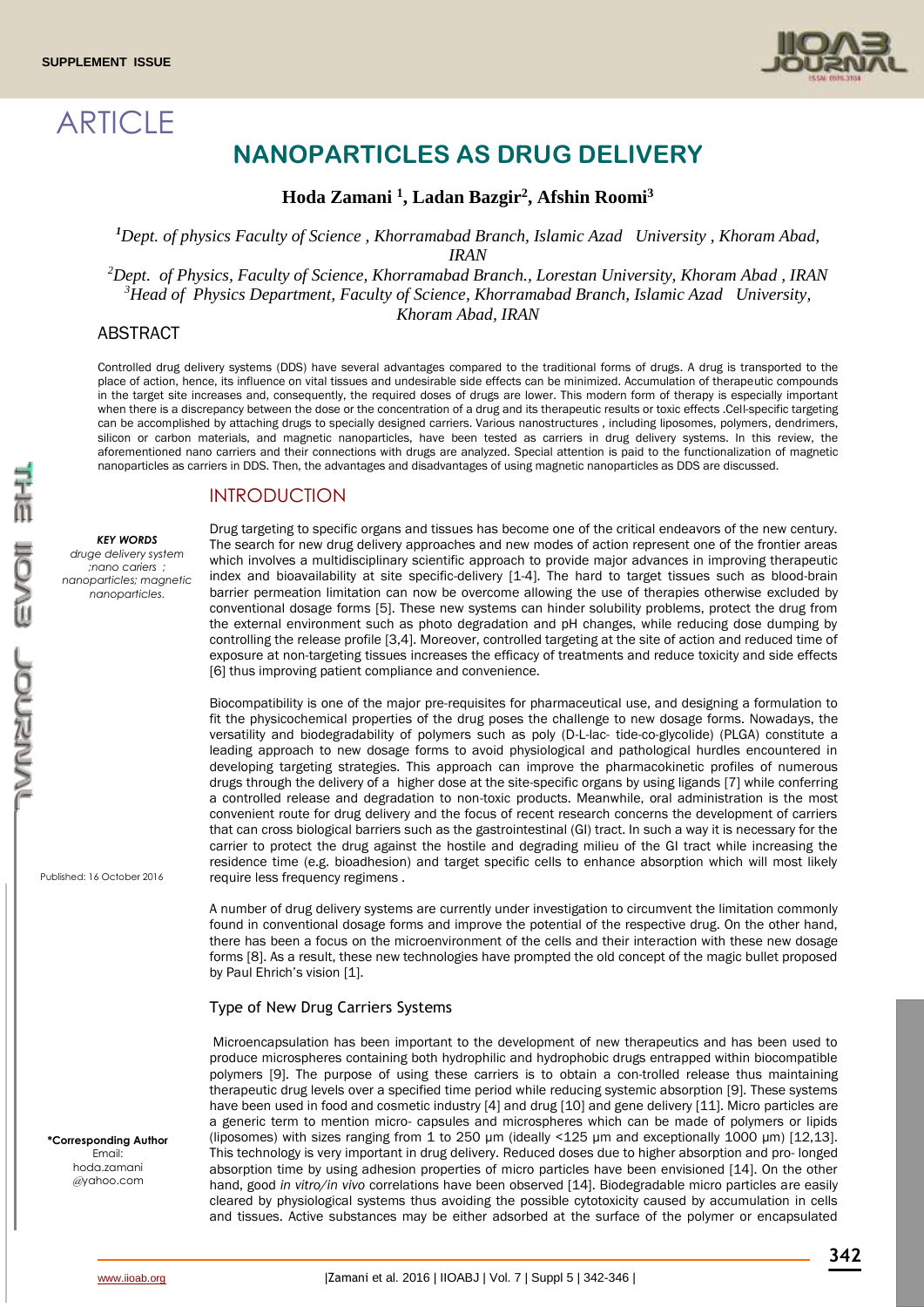SUPPLEMENT ISSUE

ARTICLE

# NANOPARTICLES AS DRUG DELIVERY

**Hoda Zamani [1], Ladan Bazgir[2], Afshin Roomi[3]**

*[1]Dept. of physics Faculty of Science , Khorramabad Branch, Islamic Azad University , Khoram Abad, IRAN*

*[2]Dept. of Physics, Faculty of Science, Khorramabad Branch., Lorestan University, Khoram Abad , IRAN*

*[3]Head of Physics Department, Faculty of Science, Khorramabad Branch, Islamic Azad University, Khoram Abad, IRAN*

## ABSTRACT

Controlled drug delivery systems (DDS) have several advantages compared to the traditional forms of drugs. A drug is transported to the place of action, hence, its influence on vital tissues and undesirable side effects can be minimized. Accumulation of therapeutic compounds in the target site increases and, consequently, the required doses of drugs are lower. This modern form of therapy is especially important when there is a discrepancy between the dose or the concentration of a drug and its therapeutic results or toxic effects .Cell-specific targeting can be accomplished by attaching drugs to specially designed carriers. Various nanostructures , including liposomes, polymers, dendrimers, silicon or carbon materials, and magnetic nanoparticles, have been tested as carriers in drug delivery systems. In this review, the aforementioned nano carriers and their connections with drugs are analyzed. Special attention is paid to the functionalization of magnetic nanoparticles as carriers in DDS. Then, the advantages and disadvantages of using magnetic nanoparticles as DDS are discussed.

***KEY WORDS***

*druge delivery system ;nano cariers ; nanoparticles; magnetic nanoparticles.*

Published: 16 October 2016

**\*Corresponding Author**
Email: hoda.zamani @yahoo.com

## INTRODUCTION

Drug targeting to specific organs and tissues has become one of the critical endeavors of the new century. The search for new drug delivery approaches and new modes of action represent one of the frontier areas which involves a multidisciplinary scientific approach to provide major advances in improving therapeutic index and bioavailability at site specific-delivery [1-4]. The hard to target tissues such as blood-brain barrier permeation limitation can now be overcome allowing the use of therapies otherwise excluded by conventional dosage forms [5]. These new systems can hinder solubility problems, protect the drug from the external environment such as photo degradation and pH changes, while reducing dose dumping by controlling the release profile [3,4]. Moreover, controlled targeting at the site of action and reduced time of exposure at non-targeting tissues increases the efficacy of treatments and reduce toxicity and side effects [6] thus improving patient compliance and convenience.

Biocompatibility is one of the major pre-requisites for pharmaceutical use, and designing a formulation to fit the physicochemical properties of the drug poses the challenge to new dosage forms. Nowadays, the versatility and biodegradability of polymers such as poly (D-L-lac- tide-co-glycolide) (PLGA) constitute a leading approach to new dosage forms to avoid physiological and pathological hurdles encountered in developing targeting strategies. This approach can improve the pharmacokinetic profiles of numerous drugs through the delivery of a higher dose at the site-specific organs by using ligands [7] while conferring a controlled release and degradation to non-toxic products. Meanwhile, oral administration is the most convenient route for drug delivery and the focus of recent research concerns the development of carriers that can cross biological barriers such as the gastrointestinal (GI) tract. In such a way it is necessary for the carrier to protect the drug against the hostile and degrading milieu of the GI tract while increasing the residence time (e.g. bioadhesion) and target specific cells to enhance absorption which will most likely require less frequency regimens .

A number of drug delivery systems are currently under investigation to circumvent the limitation commonly found in conventional dosage forms and improve the potential of the respective drug. On the other hand, there has been a focus on the microenvironment of the cells and their interaction with these new dosage forms [8]. As a result, these new technologies have prompted the old concept of the magic bullet proposed by Paul Ehrich's vision [1].

### Type of New Drug Carriers Systems

Microencapsulation has been important to the development of new therapeutics and has been used to produce microspheres containing both hydrophilic and hydrophobic drugs entrapped within biocompatible polymers [9]. The purpose of using these carriers is to obtain a con-trolled release thus maintaining therapeutic drug levels over a specified time period while reducing systemic absorption [9]. These systems have been used in food and cosmetic industry [4] and drug [10] and gene delivery [11]. Micro particles are a generic term to mention micro- capsules and microspheres which can be made of polymers or lipids (liposomes) with sizes ranging from 1 to 250 μm (ideally <125 μm and exceptionally 1000 μm) [12,13]. This technology is very important in drug delivery. Reduced doses due to higher absorption and pro- longed absorption time by using adhesion properties of micro particles have been envisioned [14]. On the other hand, good *in vitro/in vivo* correlations have been observed [14]. Biodegradable micro particles are easily cleared by physiological systems thus avoiding the possible cytotoxicity caused by accumulation in cells and tissues. Active substances may be either adsorbed at the surface of the polymer or encapsulated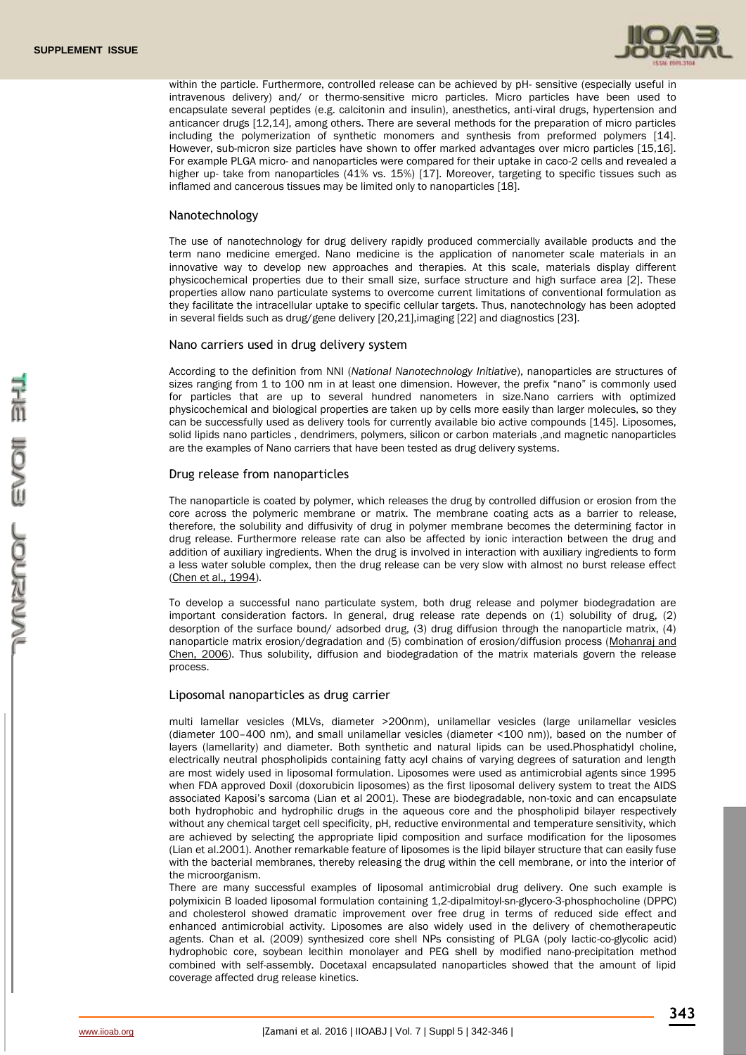within the particle. Furthermore, controlled release can be achieved by pH- sensitive (especially useful in intravenous delivery) and/ or thermo-sensitive micro particles. Micro particles have been used to encapsulate several peptides (e.g. calcitonin and insulin), anesthetics, anti-viral drugs, hypertension and anticancer drugs [12,14], among others. There are several methods for the preparation of micro particles including the polymerization of synthetic monomers and synthesis from preformed polymers [14]. However, sub-micron size particles have shown to offer marked advantages over micro particles [15,16]. For example PLGA micro- and nanoparticles were compared for their uptake in caco-2 cells and revealed a higher up- take from nanoparticles (41% vs. 15%) [17]. Moreover, targeting to specific tissues such as inflamed and cancerous tissues may be limited only to nanoparticles [18].

## Nanotechnology

The use of nanotechnology for drug delivery rapidly produced commercially available products and the term nano medicine emerged. Nano medicine is the application of nanometer scale materials in an innovative way to develop new approaches and therapies. At this scale, materials display different physicochemical properties due to their small size, surface structure and high surface area [2]. These properties allow nano particulate systems to overcome current limitations of conventional formulation as they facilitate the intracellular uptake to specific cellular targets. Thus, nanotechnology has been adopted in several fields such as drug/gene delivery [20,21],imaging [22] and diagnostics [23].

## Nano carriers used in drug delivery system

According to the definition from NNI (*National Nanotechnology Initiative*), nanoparticles are structures of sizes ranging from 1 to 100 nm in at least one dimension. However, the prefix "nano" is commonly used for particles that are up to several hundred nanometers in size.Nano carriers with optimized physicochemical and biological properties are taken up by cells more easily than larger molecules, so they can be successfully used as delivery tools for currently available bio active compounds [145]. Liposomes, solid lipids nano particles , dendrimers, polymers, silicon or carbon materials ,and magnetic nanoparticles are the examples of Nano carriers that have been tested as drug delivery systems.

## Drug release from nanoparticles

The nanoparticle is coated by polymer, which releases the drug by controlled diffusion or erosion from the core across the polymeric membrane or matrix. The membrane coating acts as a barrier to release, therefore, the solubility and diffusivity of drug in polymer membrane becomes the determining factor in drug release. Furthermore release rate can also be affected by ionic interaction between the drug and addition of auxiliary ingredients. When the drug is involved in interaction with auxiliary ingredients to form a less water soluble complex, then the drug release can be very slow with almost no burst release effect (Chen et al., 1994).

To develop a successful nano particulate system, both drug release and polymer biodegradation are important consideration factors. In general, drug release rate depends on (1) solubility of drug, (2) desorption of the surface bound/ adsorbed drug, (3) drug diffusion through the nanoparticle matrix, (4) nanoparticle matrix erosion/degradation and (5) combination of erosion/diffusion process (Mohanraj and Chen, 2006). Thus solubility, diffusion and biodegradation of the matrix materials govern the release process.

## Liposomal nanoparticles as drug carrier

multi lamellar vesicles (MLVs, diameter >200nm), unilamellar vesicles (large unilamellar vesicles (diameter 100–400 nm), and small unilamellar vesicles (diameter <100 nm)), based on the number of layers (lamellarity) and diameter. Both synthetic and natural lipids can be used.Phosphatidyl choline, electrically neutral phospholipids containing fatty acyl chains of varying degrees of saturation and length are most widely used in liposomal formulation. Liposomes were used as antimicrobial agents since 1995 when FDA approved Doxil (doxorubicin liposomes) as the first liposomal delivery system to treat the AIDS associated Kaposi's sarcoma (Lian et al 2001). These are biodegradable, non-toxic and can encapsulate both hydrophobic and hydrophilic drugs in the aqueous core and the phospholipid bilayer respectively without any chemical target cell specificity, pH, reductive environmental and temperature sensitivity, which are achieved by selecting the appropriate lipid composition and surface modification for the liposomes (Lian et al.2001). Another remarkable feature of liposomes is the lipid bilayer structure that can easily fuse with the bacterial membranes, thereby releasing the drug within the cell membrane, or into the interior of the microorganism.

There are many successful examples of liposomal antimicrobial drug delivery. One such example is polymixicin B loaded liposomal formulation containing 1,2-dipalmitoyl-sn-glycero-3-phosphocholine (DPPC) and cholesterol showed dramatic improvement over free drug in terms of reduced side effect and enhanced antimicrobial activity. Liposomes are also widely used in the delivery of chemotherapeutic agents. Chan et al. (2009) synthesized core shell NPs consisting of PLGA (poly lactic-co-glycolic acid) hydrophobic core, soybean lecithin monolayer and PEG shell by modified nano-precipitation method combined with self-assembly. Docetaxel encapsulated nanoparticles showed that the amount of lipid coverage affected drug release kinetics.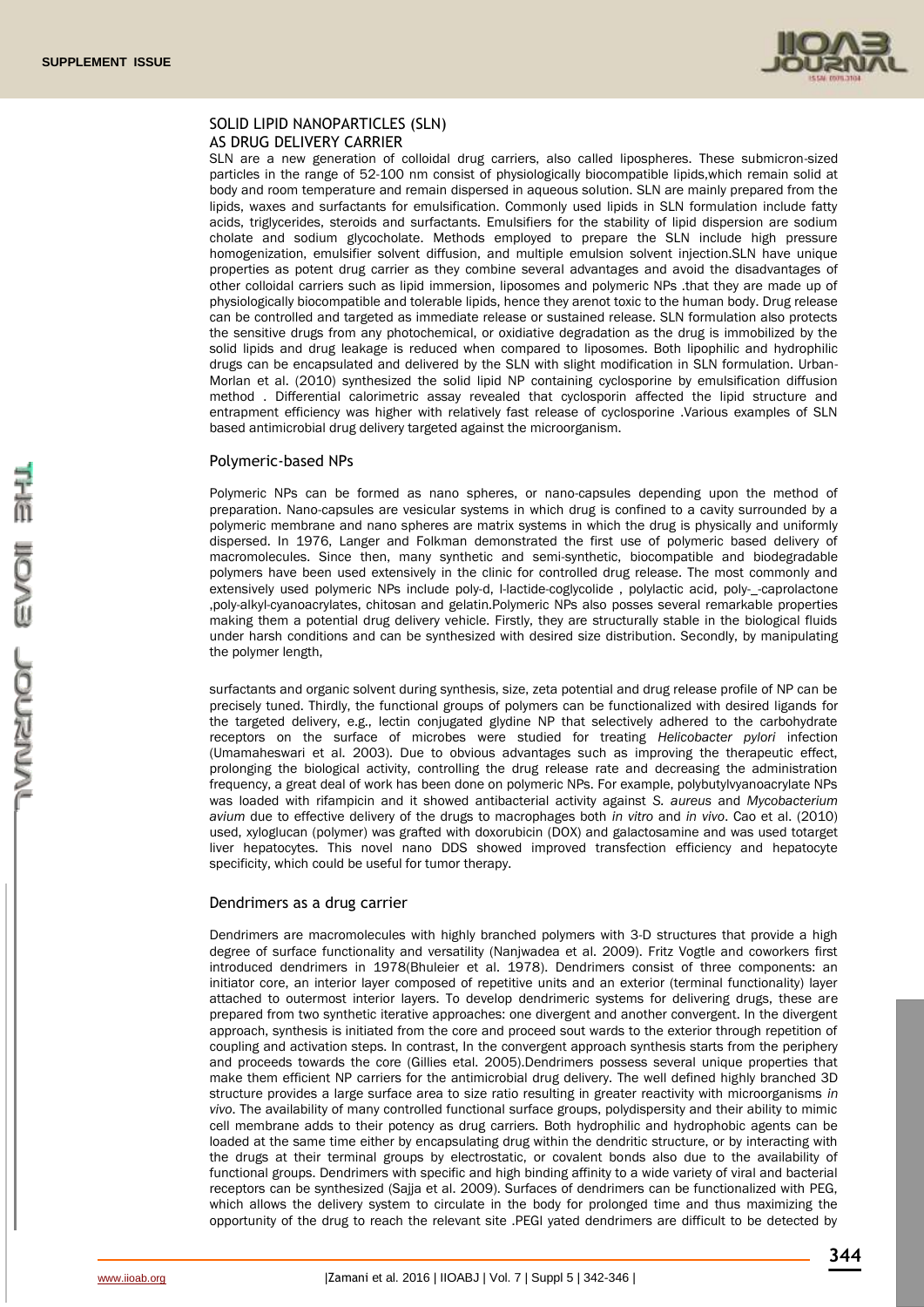## SOLID LIPID NANOPARTICLES (SLN) AS DRUG DELIVERY CARRIER

SLN are a new generation of colloidal drug carriers, also called lipospheres. These submicron-sized particles in the range of 52-100 nm consist of physiologically biocompatible lipids,which remain solid at body and room temperature and remain dispersed in aqueous solution. SLN are mainly prepared from the lipids, waxes and surfactants for emulsification. Commonly used lipids in SLN formulation include fatty acids, triglycerides, steroids and surfactants. Emulsifiers for the stability of lipid dispersion are sodium cholate and sodium glycocholate. Methods employed to prepare the SLN include high pressure homogenization, emulsifier solvent diffusion, and multiple emulsion solvent injection.SLN have unique properties as potent drug carrier as they combine several advantages and avoid the disadvantages of other colloidal carriers such as lipid immersion, liposomes and polymeric NPs .that they are made up of physiologically biocompatible and tolerable lipids, hence they arenot toxic to the human body. Drug release can be controlled and targeted as immediate release or sustained release. SLN formulation also protects the sensitive drugs from any photochemical, or oxidiative degradation as the drug is immobilized by the solid lipids and drug leakage is reduced when compared to liposomes. Both lipophilic and hydrophilic drugs can be encapsulated and delivered by the SLN with slight modification in SLN formulation. Urban-Morlan et al. (2010) synthesized the solid lipid NP containing cyclosporine by emulsification diffusion method . Differential calorimetric assay revealed that cyclosporin affected the lipid structure and entrapment efficiency was higher with relatively fast release of cyclosporine .Various examples of SLN based antimicrobial drug delivery targeted against the microorganism.

## Polymeric-based NPs

Polymeric NPs can be formed as nano spheres, or nano-capsules depending upon the method of preparation. Nano-capsules are vesicular systems in which drug is confined to a cavity surrounded by a polymeric membrane and nano spheres are matrix systems in which the drug is physically and uniformly dispersed. In 1976, Langer and Folkman demonstrated the first use of polymeric based delivery of macromolecules. Since then, many synthetic and semi-synthetic, biocompatible and biodegradable polymers have been used extensively in the clinic for controlled drug release. The most commonly and extensively used polymeric NPs include poly-d, l-lactide-coglycolide , polylactic acid, poly-_-caprolactone ,poly-alkyl-cyanoacrylates, chitosan and gelatin.Polymeric NPs also posses several remarkable properties making them a potential drug delivery vehicle. Firstly, they are structurally stable in the biological fluids under harsh conditions and can be synthesized with desired size distribution. Secondly, by manipulating the polymer length,

surfactants and organic solvent during synthesis, size, zeta potential and drug release profile of NP can be precisely tuned. Thirdly, the functional groups of polymers can be functionalized with desired ligands for the targeted delivery, e.g., lectin conjugated glydine NP that selectively adhered to the carbohydrate receptors on the surface of microbes were studied for treating *Helicobacter pylori* infection (Umamaheswari et al. 2003). Due to obvious advantages such as improving the therapeutic effect, prolonging the biological activity, controlling the drug release rate and decreasing the administration frequency, a great deal of work has been done on polymeric NPs. For example, polybutylvyanoacrylate NPs was loaded with rifampicin and it showed antibacterial activity against *S. aureus* and *Mycobacterium avium* due to effective delivery of the drugs to macrophages both *in vitro* and *in vivo*. Cao et al. (2010) used, xyloglucan (polymer) was grafted with doxorubicin (DOX) and galactosamine and was used totarget liver hepatocytes. This novel nano DDS showed improved transfection efficiency and hepatocyte specificity, which could be useful for tumor therapy.

## Dendrimers as a drug carrier

Dendrimers are macromolecules with highly branched polymers with 3-D structures that provide a high degree of surface functionality and versatility (Nanjwadea et al. 2009). Fritz Vogtle and coworkers first introduced dendrimers in 1978(Bhuleier et al. 1978). Dendrimers consist of three components: an initiator core, an interior layer composed of repetitive units and an exterior (terminal functionality) layer attached to outermost interior layers. To develop dendrimeric systems for delivering drugs, these are prepared from two synthetic iterative approaches: one divergent and another convergent. In the divergent approach, synthesis is initiated from the core and proceed souts wards to the exterior through repetition of coupling and activation steps. In contrast, In the convergent approach synthesis starts from the periphery and proceeds towards the core (Gillies etal. 2005).Dendrimers possess several unique properties that make them efficient NP carriers for the antimicrobial drug delivery. The well defined highly branched 3D structure provides a large surface area to size ratio resulting in greater reactivity with microorganisms *in vivo*. The availability of many controlled functional surface groups, polydispersity and their ability to mimic cell membrane adds to their potency as drug carriers. Both hydrophilic and hydrophobic agents can be loaded at the same time either by encapsulating drug within the dendritic structure, or by interacting with the drugs at their terminal groups by electrostatic, or covalent bonds also due to the availability of functional groups. Dendrimers with specific and high binding affinity to a wide variety of viral and bacterial receptors can be synthesized (Sajja et al. 2009). Surfaces of dendrimers can be functionalized with PEG, which allows the delivery system to circulate in the body for prolonged time and thus maximizing the opportunity of the drug to reach the relevant site .PEGI yated dendrimers are difficult to be detected by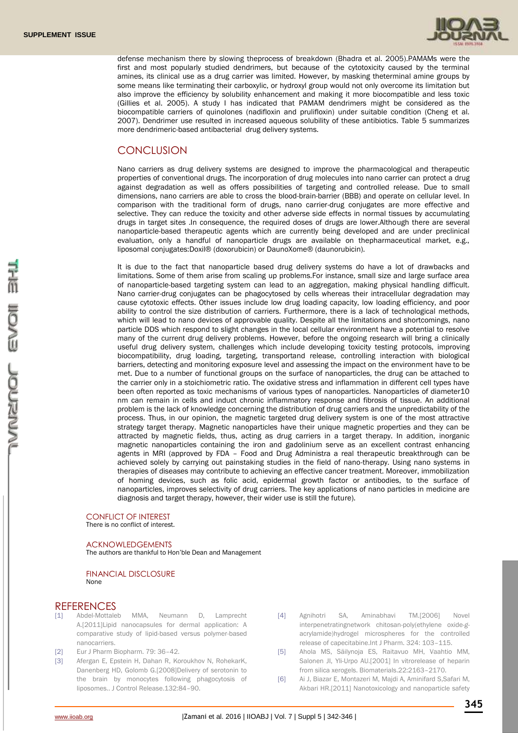defense mechanism there by slowing theprocess of breakdown (Bhadra et al. 2005).PAMAMs were the first and most popularly studied dendrimers, but because of the cytotoxicity caused by the terminal amines, its clinical use as a drug carrier was limited. However, by masking theterminal amine groups by some means like terminating their carboxylic, or hydroxyl group would not only overcome its limitation but also improve the efficiency by solubility enhancement and making it more biocompatible and less toxic (Gillies et al. 2005). A study I has indicated that PAMAM dendrimers might be considered as the biocompatible carriers of quinolones (nadifloxin and prulifloxin) under suitable condition (Cheng et al. 2007). Dendrimer use resulted in increased aqueous solubility of these antibiotics. Table 5 summarizes more dendrimeric-based antibacterial drug delivery systems.

## CONCLUSION

Nano carriers as drug delivery systems are designed to improve the pharmacological and therapeutic properties of conventional drugs. The incorporation of drug molecules into nano carrier can protect a drug against degradation as well as offers possibilities of targeting and controlled release. Due to small dimensions, nano carriers are able to cross the blood-brain-barrier (BBB) and operate on cellular level. In comparison with the traditional form of drugs, nano carrier-drug conjugates are more effective and selective. They can reduce the toxicity and other adverse side effects in normal tissues by accumulating drugs in target sites .In consequence, the required doses of drugs are lower.Although there are several nanoparticle-based therapeutic agents which are currently being developed and are under preclinical evaluation, only a handful of nanoparticle drugs are available on thepharmaceutical market, e.g., liposomal conjugates:Doxil® (doxorubicin) or DaunoXome® (daunorubicin).

It is due to the fact that nanoparticle based drug delivery systems do have a lot of drawbacks and limitations. Some of them arise from scaling up problems.For instance, small size and large surface area of nanoparticle-based targeting system can lead to an aggregation, making physical handling difficult. Nano carrier-drug conjugates can be phagocytosed by cells whereas their intracellular degradation may cause cytotoxic effects. Other issues include low drug loading capacity, low loading efficiency, and poor ability to control the size distribution of carriers. Furthermore, there is a lack of technological methods, which will lead to nano devices of approvable quality. Despite all the limitations and shortcomings, nano particle DDS which respond to slight changes in the local cellular environment have a potential to resolve many of the current drug delivery problems. However, before the ongoing research will bring a clinically useful drug delivery system, challenges which include developing toxicity testing protocols, improving biocompatibility, drug loading, targeting, transportand release, controlling interaction with biological barriers, detecting and monitoring exposure level and assessing the impact on the environment have to be met. Due to a number of functional groups on the surface of nanoparticles, the drug can be attached to the carrier only in a stoichiometric ratio. The oxidative stress and inflammation in different cell types have been often reported as toxic mechanisms of various types of nanoparticles. Nanoparticles of diameter10 nm can remain in cells and induct chronic inflammatory response and fibrosis of tissue. An additional problem is the lack of knowledge concerning the distribution of drug carriers and the unpredictability of the process. Thus, in our opinion, the magnetic targeted drug delivery system is one of the most attractive strategy target therapy. Magnetic nanoparticles have their unique magnetic properties and they can be attracted by magnetic fields, thus, acting as drug carriers in a target therapy. In addition, inorganic magnetic nanoparticles containing the iron and gadolinium serve as an excellent contrast enhancing agents in MRI (approved by FDA – Food and Drug Administra a real therapeutic breakthrough can be achieved solely by carrying out painstaking studies in the field of nano-therapy. Using nano systems in therapies of diseases may contribute to achieving an effective cancer treatment. Moreover, immobilization of homing devices, such as folic acid, epidermal growth factor or antibodies, to the surface of nanoparticles, improves selectivity of drug carriers. The key applications of nano particles in medicine are diagnosis and target therapy, however, their wider use is still the future).

### CONFLICT OF INTEREST

There is no conflict of interest.

### ACKNOWLEDGEMENTS

The authors are thankful to Hon'ble Dean and Management

### FINANCIAL DISCLOSURE

None

## REFERENCES

[1] Abdel-Mottaleb MMA, Neumann D, Lamprecht A.[2011]Lipid nanocapsules for dermal application: A comparative study of lipid-based versus polymer-based nanocarriers.

[2] Eur J Pharm Biopharm. 79: 36–42.

[3] Afergan E, Epstein H, Dahan R, Koroukhov N, RohekarK, Danenberg HD, Golomb G.[2008]Delivery of serotonin to the brain by monocytes following phagocytosis of liposomes.. J Control Release.132:84–90.

[4] Agnihotri SA, Aminabhavi TM.[2006] Novel interpenetratingnetwork chitosan-poly(ethylene oxide-g-acrylamide)hydrogel microspheres for the controlled release of capecitabine.Int J Pharm. 324: 103–115.

[5] Ahola MS, Säilynoja ES, Raitavuo MH, Vaahtio MM, Salonen JI, Yli-Urpo AU.[2001] In vitrorelease of heparin from silica xerogels. Biomaterials.22:2163–2170.

[6] Ai J, Biazar E, Montazeri M, Majdi A, Aminifard S,Safari M, Akbari HR.[2011] Nanotoxicology and nanoparticle safety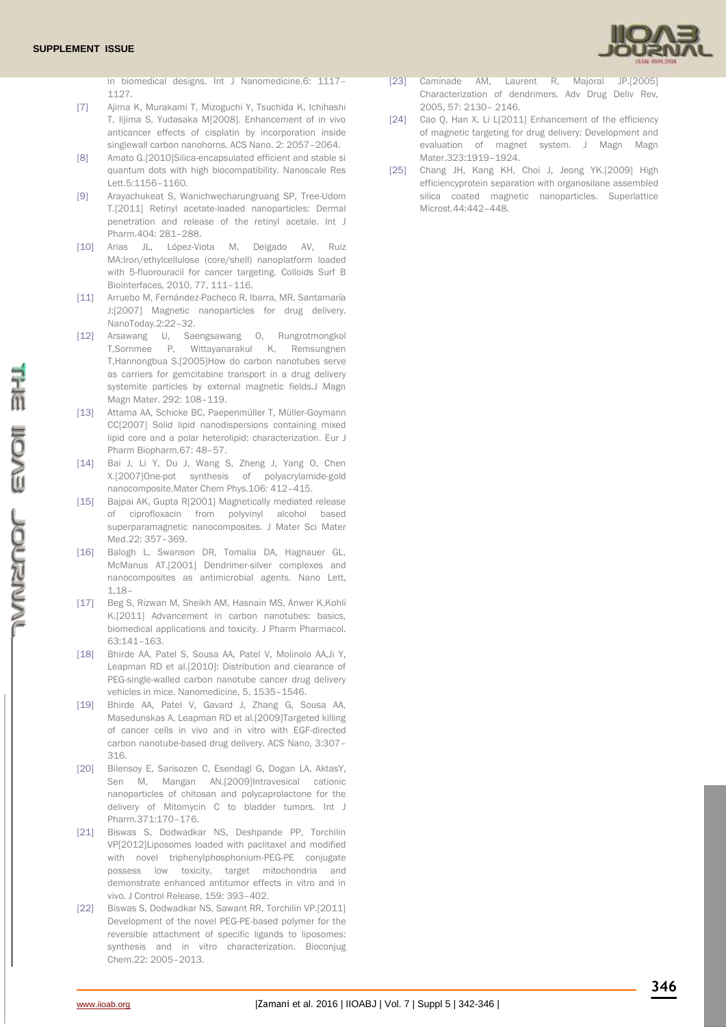in biomedical designs. Int J Nanomedicine.6: 1117–1127.

[7] Ajima K, Murakami T, Mizoguchi Y, Tsuchida K, Ichihashi T, Iijima S, Yudasaka M[2008]. Enhancement of in vivo anticancer effects of cisplatin by incorporation inside singlewall carbon nanohorns. ACS Nano. 2: 2057–2064.

[8] Amato G.[2010]Silica-encapsulated efficient and stable si quantum dots with high biocompatibility. Nanoscale Res Lett.5:1156–1160.

[9] Arayachukeat S, Wanichwecharungruang SP, Tree-Udom T.[2011] Retinyl acetate-loaded nanoparticles: Dermal penetration and release of the retinyl acetate. Int J Pharm.404: 281–288.

[10] Arias JL, López-Viota M, Delgado AV, Ruiz MA:Iron/ethylcellulose (core/shell) nanoplatform loaded with 5-fluorouracil for cancer targeting. Colloids Surf B Biointerfaces, 2010, 77, 111–116.

[11] Arruebo M, Fernández-Pacheco R, Ibarra, MR, Santamaría J:[2007] Magnetic nanoparticles for drug delivery. NanoToday.2:22–32.

[12] Arsawang U, Saengsawang O, Rungrotmongkol T,Sornmee P, Wittayanarakul K, Remsungnen T,Hannongbua S.[2005]How do carbon nanotubes serve as carriers for gemcitabine transport in a drug delivery systemite particles by external magnetic fields.J Magn Magn Mater. 292: 108–119.

[13] Attama AA, Schicke BC, Paepenmüller T, Müller-Goymann CC[2007] Solid lipid nanodispersions containing mixed lipid core and a polar heterolipid: characterization. Eur J Pharm Biopharm.67: 48–57.

[14] Bai J, Li Y, Du J, Wang S, Zheng J, Yang O, Chen X.[2007]One-pot synthesis of polyacrylamide-gold nanocomposite.Mater Chem Phys.106: 412–415.

[15] Bajpai AK, Gupta R[2001] Magnetically mediated release of ciprofloxacin from polyvinyl alcohol based superparamagnetic nanocomposites. J Mater Sci Mater Med.22: 357–369.

[16] Balogh L, Swanson DR, Tomalia DA, Hagnauer GL, McManus AT.[2001] Dendrimer-silver complexes and nanocomposites as antimicrobial agents. Nano Lett, 1,18–

[17] Beg S, Rizwan M, Sheikh AM, Hasnain MS, Anwer K,Kohli K.[2011] Advancement in carbon nanotubes: basics, biomedical applications and toxicity. J Pharm Pharmacol. 63:141–163.

[18] Bhirde AA, Patel S, Sousa AA, Patel V, Molinolo AA,Ji Y, Leapman RD et al.[2010]: Distribution and clearance of PEG-single-walled carbon nanotube cancer drug delivery vehicles in mice. Nanomedicine, 5, 1535–1546.

[19] Bhirde AA, Patel V, Gavard J, Zhang G, Sousa AA, Masedunskas A, Leapman RD et al.[2009]Targeted killing of cancer cells in vivo and in vitro with EGF-directed carbon nanotube-based drug delivery. ACS Nano, 3:307–316.

[20] Bilensoy E, Sarisozen C, Esendagl G, Dogan LA, AktasY, Sen M, Mangan AN.[2009]Intravesical cationic nanoparticles of chitosan and polycaprolactone for the delivery of Mitomycin C to bladder tumors. Int J Pharm.371:170–176.

[21] Biswas S, Dodwadkar NS, Deshpande PP, Torchilin VP[2012]Liposomes loaded with paclitaxel and modified with novel triphenylphosphonium-PEG-PE conjugate possess low toxicity, target mitochondria and demonstrate enhanced antitumor effects in vitro and in vivo. J Control Release, 159: 393–402.

[22] Biswas S, Dodwadkar NS, Sawant RR, Torchilin VP.[2011] Development of the novel PEG-PE-based polymer for the reversible attachment of specific ligands to liposomes: synthesis and in vitro characterization. Bioconjug Chem.22: 2005–2013.

[23] Caminade AM, Laurent R, Majoral JP.[2005] Characterization of dendrimers. Adv Drug Deliv Rev, 2005, 57: 2130– 2146.

[24] Cao Q, Han X, Li L[2011] Enhancement of the efficiency of magnetic targeting for drug delivery: Development and evaluation of magnet system. J Magn Magn Mater.323:1919–1924.

[25] Chang JH, Kang KH, Choi J, Jeong YK.[2009] High efficiencyprotein separation with organosilane assembled silica coated magnetic nanoparticles. Superlattice Microst.44:442–448.